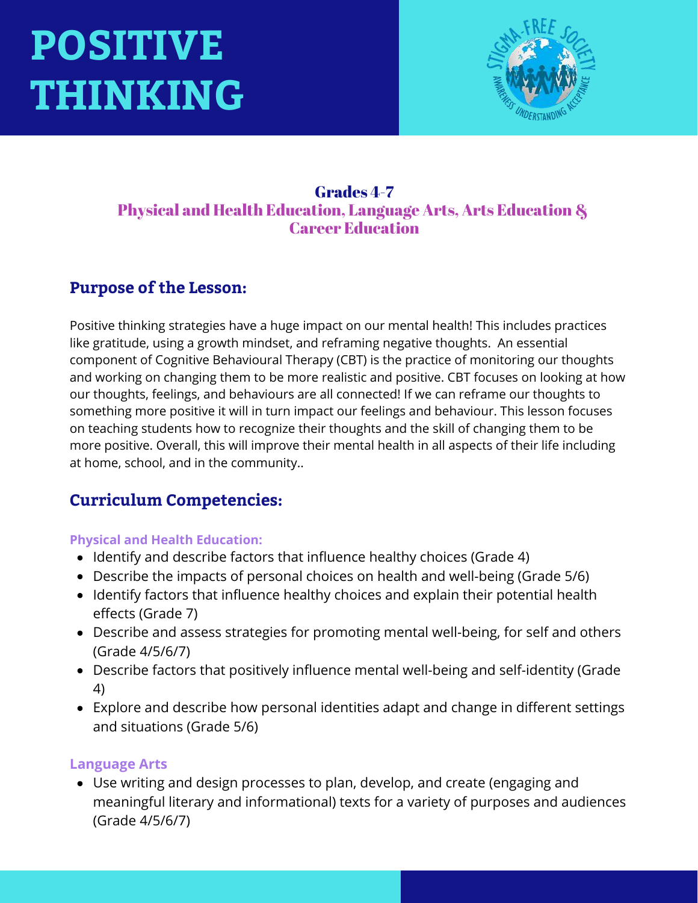# POSITIVE THINKING

### Grades 4-7
### Physical and Health Education, Language Arts, Arts Education & Career Education

## Purpose of the Lesson:

Positive thinking strategies have a huge impact on our mental health! This includes practices like gratitude, using a growth mindset, and reframing negative thoughts. An essential component of Cognitive Behavioural Therapy (CBT) is the practice of monitoring our thoughts and working on changing them to be more realistic and positive. CBT focuses on looking at how our thoughts, feelings, and behaviours are all connected! If we can reframe our thoughts to something more positive it will in turn impact our feelings and behaviour. This lesson focuses on teaching students how to recognize their thoughts and the skill of changing them to be more positive. Overall, this will improve their mental health in all aspects of their life including at home, school, and in the community..

## Curriculum Competencies:

**Physical and Health Education:**

- Identify and describe factors that influence healthy choices (Grade 4)
- Describe the impacts of personal choices on health and well-being (Grade 5/6)
- Identify factors that influence healthy choices and explain their potential health effects (Grade 7)
- Describe and assess strategies for promoting mental well-being, for self and others (Grade 4/5/6/7)
- Describe factors that positively influence mental well-being and self-identity (Grade 4)
- Explore and describe how personal identities adapt and change in different settings and situations (Grade 5/6)

**Language Arts**

- Use writing and design processes to plan, develop, and create (engaging and meaningful literary and informational) texts for a variety of purposes and audiences (Grade 4/5/6/7)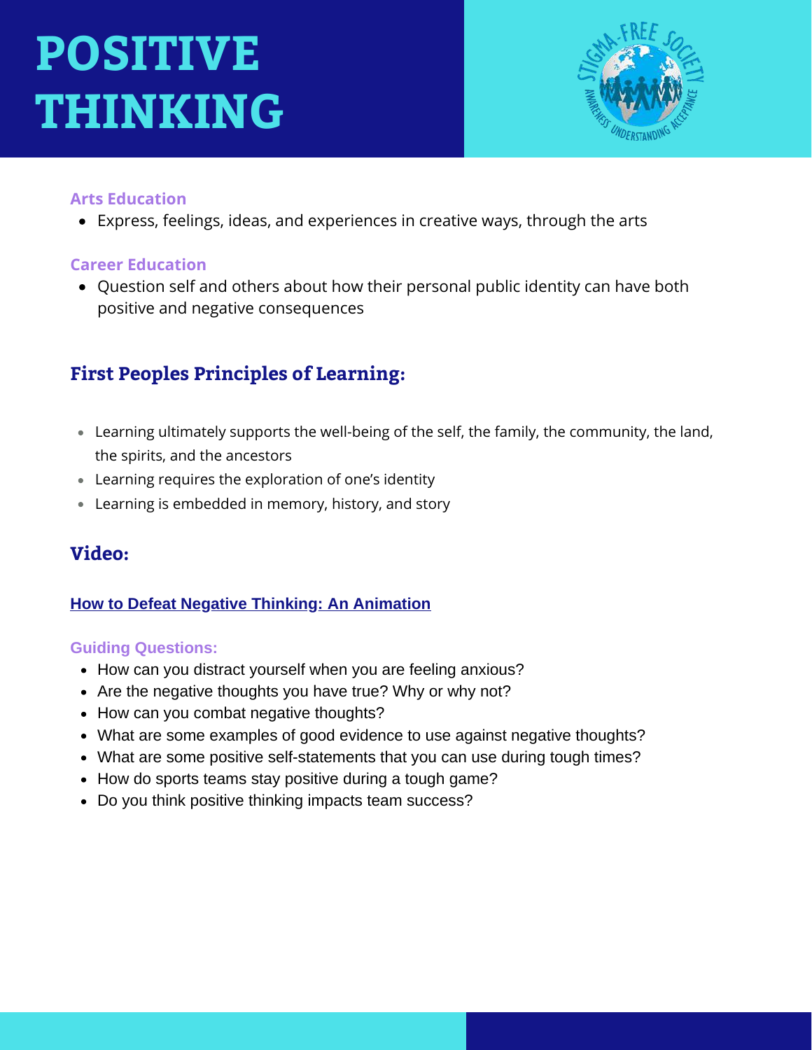# POSITIVE THINKING

### Arts Education

- Express, feelings, ideas, and experiences in creative ways, through the arts

### Career Education

- Question self and others about how their personal public identity can have both positive and negative consequences

## First Peoples Principles of Learning:

- Learning ultimately supports the well-being of the self, the family, the community, the land, the spirits, and the ancestors
- Learning requires the exploration of one's identity
- Learning is embedded in memory, history, and story

## Video:

**How to Defeat Negative Thinking: An Animation**

### Guiding Questions:

- How can you distract yourself when you are feeling anxious?
- Are the negative thoughts you have true? Why or why not?
- How can you combat negative thoughts?
- What are some examples of good evidence to use against negative thoughts?
- What are some positive self-statements that you can use during tough times?
- How do sports teams stay positive during a tough game?
- Do you think positive thinking impacts team success?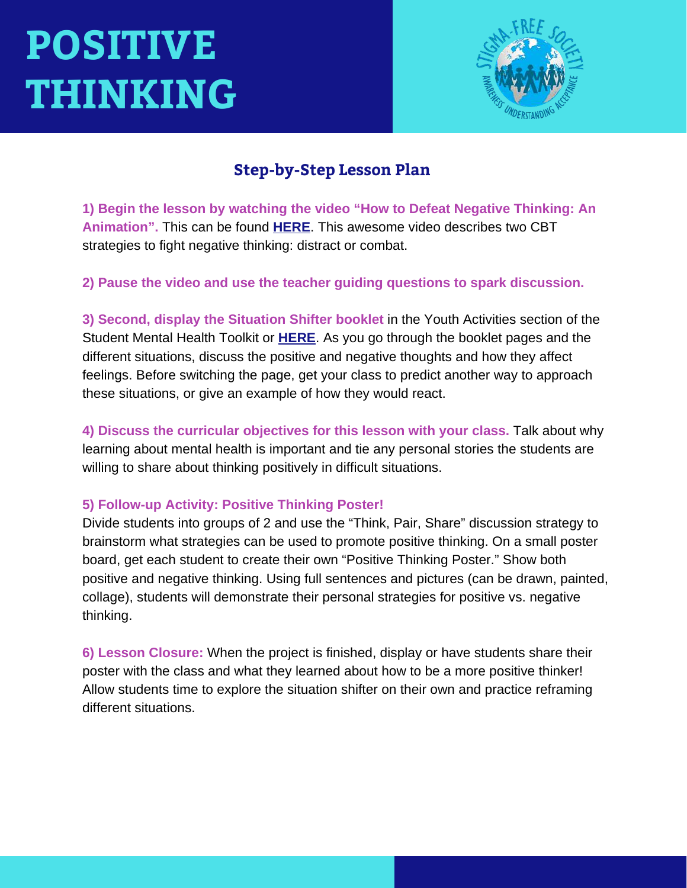# POSITIVE THINKING

## Step-by-Step Lesson Plan

**1) Begin the lesson by watching the video "How to Defeat Negative Thinking: An Animation".** This can be found **HERE**. This awesome video describes two CBT strategies to fight negative thinking: distract or combat.

**2) Pause the video and use the teacher guiding questions to spark discussion.**

**3) Second, display the Situation Shifter booklet** in the Youth Activities section of the Student Mental Health Toolkit or **HERE**. As you go through the booklet pages and the different situations, discuss the positive and negative thoughts and how they affect feelings. Before switching the page, get your class to predict another way to approach these situations, or give an example of how they would react.

**4) Discuss the curricular objectives for this lesson with your class.** Talk about why learning about mental health is important and tie any personal stories the students are willing to share about thinking positively in difficult situations.

**5) Follow-up Activity: Positive Thinking Poster!**
Divide students into groups of 2 and use the "Think, Pair, Share" discussion strategy to brainstorm what strategies can be used to promote positive thinking. On a small poster board, get each student to create their own "Positive Thinking Poster." Show both positive and negative thinking. Using full sentences and pictures (can be drawn, painted, collage), students will demonstrate their personal strategies for positive vs. negative thinking.

**6) Lesson Closure:** When the project is finished, display or have students share their poster with the class and what they learned about how to be a more positive thinker! Allow students time to explore the situation shifter on their own and practice reframing different situations.